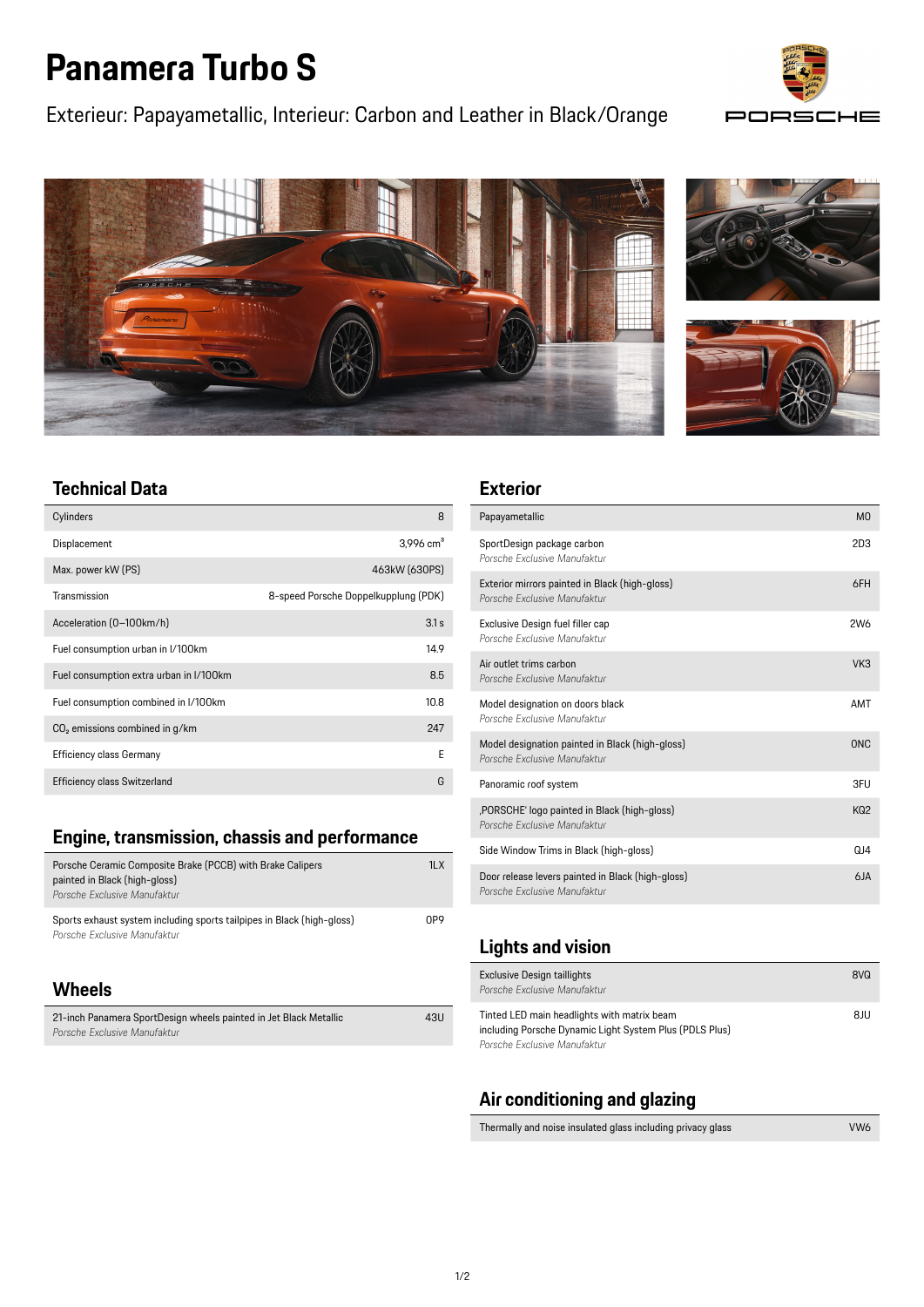# Panamera Turbo S

Exterieur: Papayametallic, Interieur: Carbon and Leather in Black/Orange

## Technical Data

| | |
|---|---|
| Cylinders | 8 |
| Displacement | 3,996 cm³ |
| Max. power kW (PS) | 463kW (630PS) |
| Transmission | 8-speed Porsche Doppelkupplung (PDK) |
| Acceleration (0–100km/h) | 3.1 s |
| Fuel consumption urban in l/100km | 14.9 |
| Fuel consumption extra urban in l/100km | 8.5 |
| Fuel consumption combined in l/100km | 10.8 |
| $CO_2$ emissions combined in g/km | 247 |
| Efficiency class Germany | E |
| Efficiency class Switzerland | G |

## Engine, transmission, chassis and performance

| | |
|---|---|
| Porsche Ceramic Composite Brake (PCCB) with Brake Calipers painted in Black (high-gloss)<br>*Porsche Exclusive Manufaktur* | 1LX |
| Sports exhaust system including sports tailpipes in Black (high-gloss)<br>*Porsche Exclusive Manufaktur* | 0P9 |

## Wheels

| | |
|---|---|
| 21-inch Panamera SportDesign wheels painted in Jet Black Metallic<br>*Porsche Exclusive Manufaktur* | 43U |

## Exterior

| | |
|---|---|
| Papayametallic | M0 |
| SportDesign package carbon<br>*Porsche Exclusive Manufaktur* | 2D3 |
| Exterior mirrors painted in Black (high-gloss)<br>*Porsche Exclusive Manufaktur* | 6FH |
| Exclusive Design fuel filler cap<br>*Porsche Exclusive Manufaktur* | 2W6 |
| Air outlet trims carbon<br>*Porsche Exclusive Manufaktur* | VK3 |
| Model designation on doors black<br>*Porsche Exclusive Manufaktur* | AMT |
| Model designation painted in Black (high-gloss)<br>*Porsche Exclusive Manufaktur* | 0NC |
| Panoramic roof system | 3FU |
| ‚PORSCHE' logo painted in Black (high-gloss)<br>*Porsche Exclusive Manufaktur* | KQ2 |
| Side Window Trims in Black (high-gloss) | QJ4 |
| Door release levers painted in Black (high-gloss)<br>*Porsche Exclusive Manufaktur* | 6JA |

## Lights and vision

| | |
|---|---|
| Exclusive Design taillights<br>*Porsche Exclusive Manufaktur* | 8VQ |
| Tinted LED main headlights with matrix beam including Porsche Dynamic Light System Plus (PDLS Plus)<br>*Porsche Exclusive Manufaktur* | 8JU |

## Air conditioning and glazing

| | |
|---|---|
| Thermally and noise insulated glass including privacy glass | VW6 |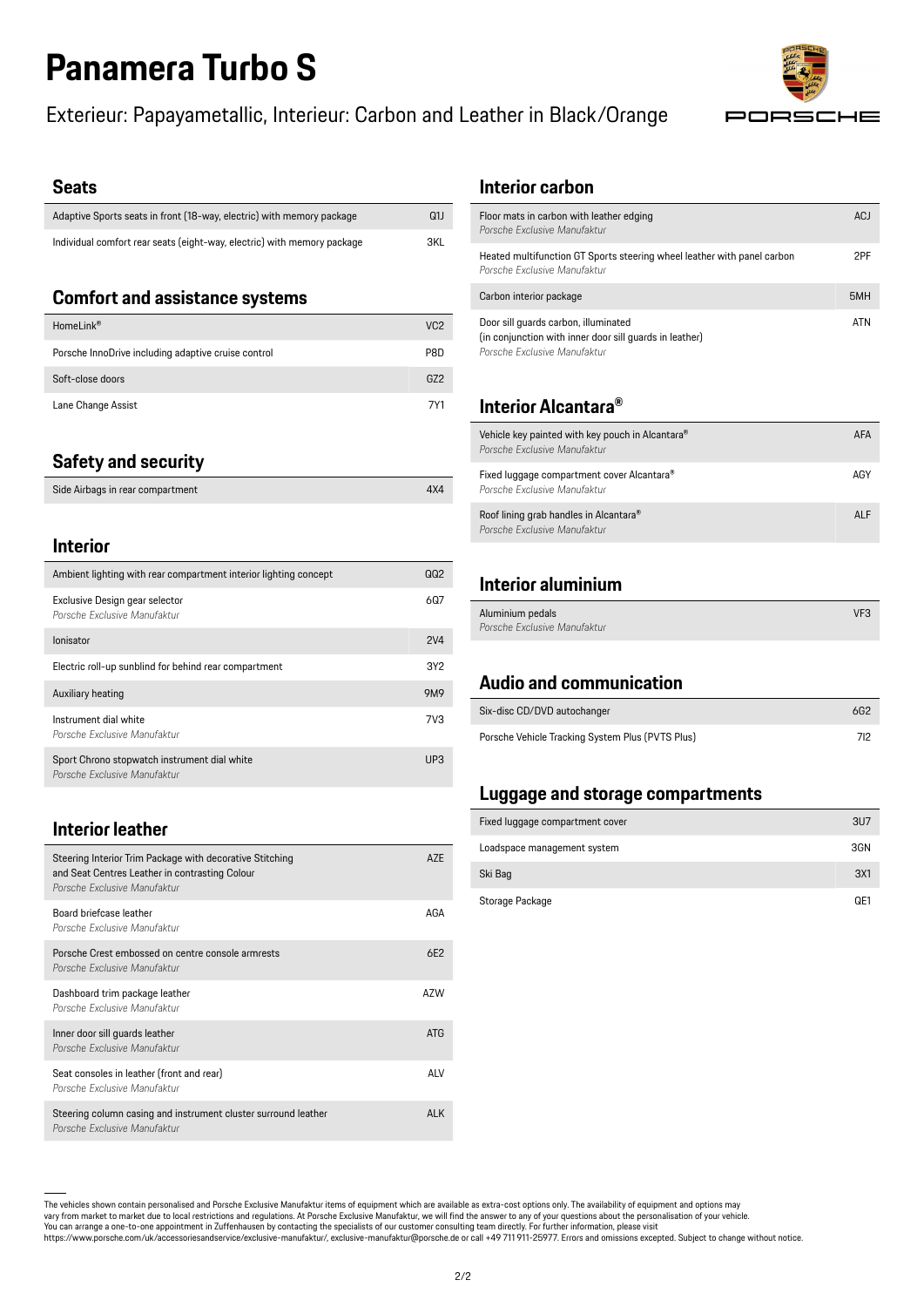# Panamera Turbo S

Exterieur: Papayametallic, Interieur: Carbon and Leather in Black/Orange

PORSCHE

## Seats

| | |
|---|---|
| Adaptive Sports seats in front (18-way, electric) with memory package | Q1J |
| Individual comfort rear seats (eight-way, electric) with memory package | 3KL |

## Comfort and assistance systems

| | |
|---|---|
| HomeLink® | VC2 |
| Porsche InnoDrive including adaptive cruise control | P8D |
| Soft-close doors | GZ2 |
| Lane Change Assist | 7Y1 |

## Safety and security

| | |
|---|---|
| Side Airbags in rear compartment | 4X4 |

## Interior

| | |
|---|---|
| Ambient lighting with rear compartment interior lighting concept | QQ2 |
| Exclusive Design gear selector *Porsche Exclusive Manufaktur* | 6Q7 |
| Ionisator | 2V4 |
| Electric roll-up sunblind for behind rear compartment | 3Y2 |
| Auxiliary heating | 9M9 |
| Instrument dial white *Porsche Exclusive Manufaktur* | 7V3 |
| Sport Chrono stopwatch instrument dial white *Porsche Exclusive Manufaktur* | UP3 |

## Interior leather

| | |
|---|---|
| Steering Interior Trim Package with decorative Stitching and Seat Centres Leather in contrasting Colour *Porsche Exclusive Manufaktur* | AZE |
| Board briefcase leather *Porsche Exclusive Manufaktur* | AGA |
| Porsche Crest embossed on centre console armrests *Porsche Exclusive Manufaktur* | 6E2 |
| Dashboard trim package leather *Porsche Exclusive Manufaktur* | AZW |
| Inner door sill guards leather *Porsche Exclusive Manufaktur* | ATG |
| Seat consoles in leather (front and rear) *Porsche Exclusive Manufaktur* | ALV |
| Steering column casing and instrument cluster surround leather *Porsche Exclusive Manufaktur* | ALK |

## Interior carbon

| | |
|---|---|
| Floor mats in carbon with leather edging *Porsche Exclusive Manufaktur* | ACJ |
| Heated multifunction GT Sports steering wheel leather with panel carbon *Porsche Exclusive Manufaktur* | 2PF |
| Carbon interior package | 5MH |
| Door sill guards carbon, illuminated (in conjunction with inner door sill guards in leather) *Porsche Exclusive Manufaktur* | ATN |

## Interior Alcantara®

| | |
|---|---|
| Vehicle key painted with key pouch in Alcantara® *Porsche Exclusive Manufaktur* | AFA |
| Fixed luggage compartment cover Alcantara® *Porsche Exclusive Manufaktur* | AGY |
| Roof lining grab handles in Alcantara® *Porsche Exclusive Manufaktur* | ALF |

## Interior aluminium

| | |
|---|---|
| Aluminium pedals *Porsche Exclusive Manufaktur* | VF3 |

## Audio and communication

| | |
|---|---|
| Six-disc CD/DVD autochanger | 6G2 |
| Porsche Vehicle Tracking System Plus (PVTS Plus) | 7I2 |

## Luggage and storage compartments

| | |
|---|---|
| Fixed luggage compartment cover | 3U7 |
| Loadspace management system | 3GN |
| Ski Bag | 3X1 |
| Storage Package | QE1 |

The vehicles shown contain personalised and Porsche Exclusive Manufaktur items of equipment which are available as extra-cost options only. The availability of equipment and options may vary from market to market due to local restrictions and regulations. At Porsche Exclusive Manufaktur, we will find the answer to any of your questions about the personalisation of your vehicle. You can arrange a one-to-one appointment in Zuffenhausen by contacting the specialists of our customer consulting team directly. For further information, please visit https://www.porsche.com/uk/accessoriesandservice/exclusive-manufaktur/, exclusive-manufaktur@porsche.de or call +49 711 911-25977. Errors and omissions excepted. Subject to change without notice.